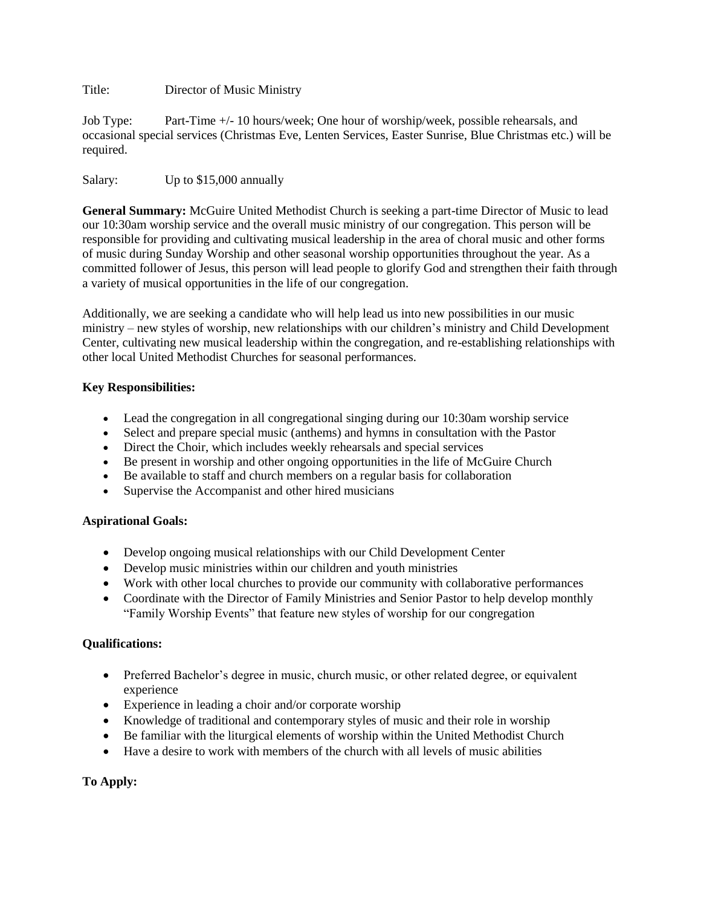Title: Director of Music Ministry

Job Type: Part-Time +/- 10 hours/week; One hour of worship/week, possible rehearsals, and occasional special services (Christmas Eve, Lenten Services, Easter Sunrise, Blue Christmas etc.) will be required.

Salary: Up to $15,000 annually

**General Summary:** McGuire United Methodist Church is seeking a part-time Director of Music to lead our 10:30am worship service and the overall music ministry of our congregation. This person will be responsible for providing and cultivating musical leadership in the area of choral music and other forms of music during Sunday Worship and other seasonal worship opportunities throughout the year. As a committed follower of Jesus, this person will lead people to glorify God and strengthen their faith through a variety of musical opportunities in the life of our congregation.

Additionally, we are seeking a candidate who will help lead us into new possibilities in our music ministry – new styles of worship, new relationships with our children's ministry and Child Development Center, cultivating new musical leadership within the congregation, and re-establishing relationships with other local United Methodist Churches for seasonal performances.

**Key Responsibilities:**

- Lead the congregation in all congregational singing during our 10:30am worship service
- Select and prepare special music (anthems) and hymns in consultation with the Pastor
- Direct the Choir, which includes weekly rehearsals and special services
- Be present in worship and other ongoing opportunities in the life of McGuire Church
- Be available to staff and church members on a regular basis for collaboration
- Supervise the Accompanist and other hired musicians

**Aspirational Goals:**

- Develop ongoing musical relationships with our Child Development Center
- Develop music ministries within our children and youth ministries
- Work with other local churches to provide our community with collaborative performances
- Coordinate with the Director of Family Ministries and Senior Pastor to help develop monthly "Family Worship Events" that feature new styles of worship for our congregation

**Qualifications:**

- Preferred Bachelor's degree in music, church music, or other related degree, or equivalent experience
- Experience in leading a choir and/or corporate worship
- Knowledge of traditional and contemporary styles of music and their role in worship
- Be familiar with the liturgical elements of worship within the United Methodist Church
- Have a desire to work with members of the church with all levels of music abilities

**To Apply:**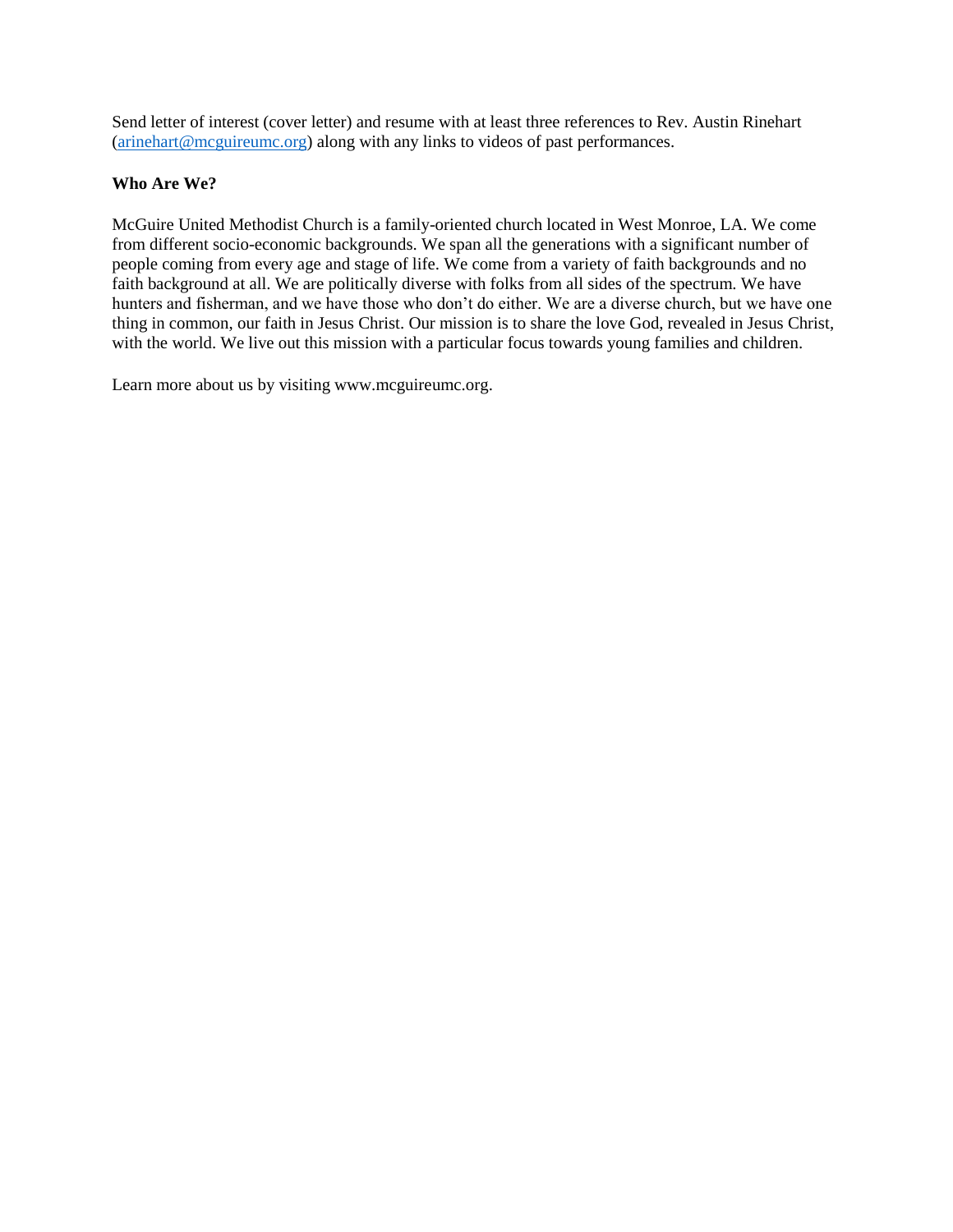Send letter of interest (cover letter) and resume with at least three references to Rev. Austin Rinehart (arinehart@mcguireumc.org) along with any links to videos of past performances.

**Who Are We?**

McGuire United Methodist Church is a family-oriented church located in West Monroe, LA. We come from different socio-economic backgrounds. We span all the generations with a significant number of people coming from every age and stage of life. We come from a variety of faith backgrounds and no faith background at all. We are politically diverse with folks from all sides of the spectrum. We have hunters and fisherman, and we have those who don't do either. We are a diverse church, but we have one thing in common, our faith in Jesus Christ. Our mission is to share the love God, revealed in Jesus Christ, with the world. We live out this mission with a particular focus towards young families and children.

Learn more about us by visiting www.mcguireumc.org.